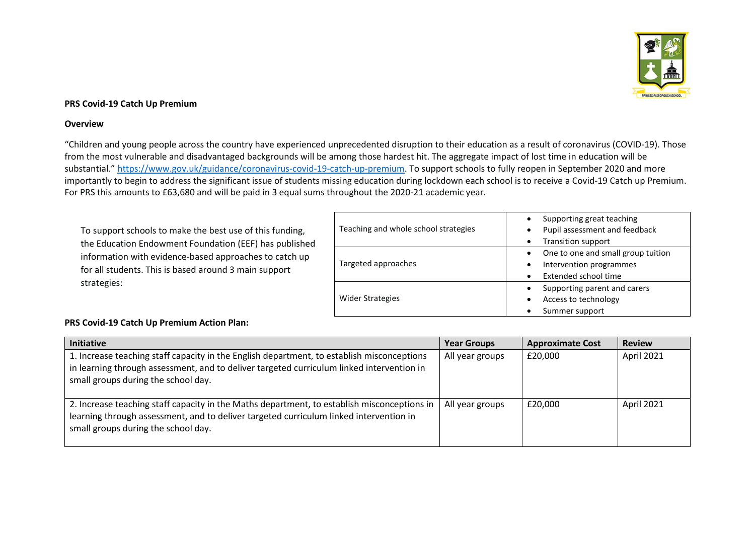**PRS Covid-19 Catch Up Premium**

**Overview**

"Children and young people across the country have experienced unprecedented disruption to their education as a result of coronavirus (COVID-19). Those from the most vulnerable and disadvantaged backgrounds will be among those hardest hit. The aggregate impact of lost time in education will be substantial." https://www.gov.uk/guidance/coronavirus-covid-19-catch-up-premium. To support schools to fully reopen in September 2020 and more importantly to begin to address the significant issue of students missing education during lockdown each school is to receive a Covid-19 Catch up Premium. For PRS this amounts to £63,680 and will be paid in 3 equal sums throughout the 2020-21 academic year.

To support schools to make the best use of this funding, the Education Endowment Foundation (EEF) has published information with evidence-based approaches to catch up for all students. This is based around 3 main support strategies:

| Strategy | Approaches |
|---|---|
| Teaching and whole school strategies | • Supporting great teaching<br>• Pupil assessment and feedback<br>• Transition support |
| Targeted approaches | • One to one and small group tuition<br>• Intervention programmes<br>• Extended school time |
| Wider Strategies | • Supporting parent and carers<br>• Access to technology<br>• Summer support |

**PRS Covid-19 Catch Up Premium Action Plan:**

| Initiative | Year Groups | Approximate Cost | Review |
|---|---|---|---|
| 1. Increase teaching staff capacity in the English department, to establish misconceptions in learning through assessment, and to deliver targeted curriculum linked intervention in small groups during the school day. | All year groups | £20,000 | April 2021 |
| 2. Increase teaching staff capacity in the Maths department, to establish misconceptions in learning through assessment, and to deliver targeted curriculum linked intervention in small groups during the school day. | All year groups | £20,000 | April 2021 |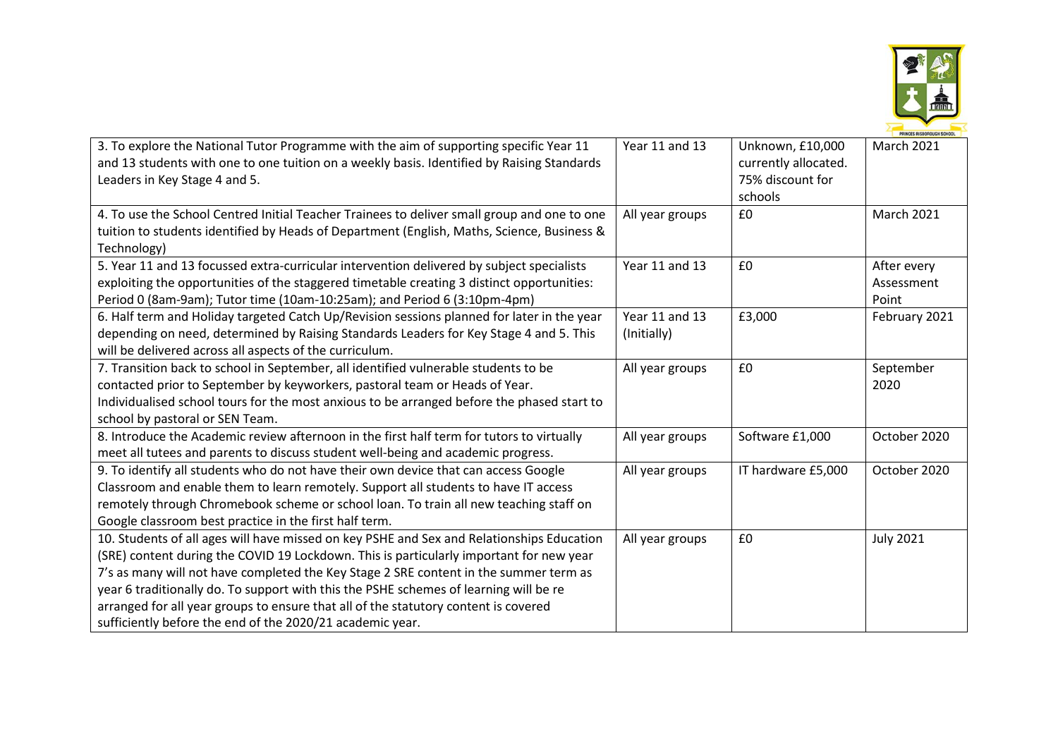| | | | |
|---|---|---|---|
| 3. To explore the National Tutor Programme with the aim of supporting specific Year 11 and 13 students with one to one tuition on a weekly basis. Identified by Raising Standards Leaders in Key Stage 4 and 5. | Year 11 and 13 | Unknown, £10,000 currently allocated. 75% discount for schools | March 2021 |
| 4. To use the School Centred Initial Teacher Trainees to deliver small group and one to one tuition to students identified by Heads of Department (English, Maths, Science, Business & Technology) | All year groups | £0 | March 2021 |
| 5. Year 11 and 13 focussed extra-curricular intervention delivered by subject specialists exploiting the opportunities of the staggered timetable creating 3 distinct opportunities: Period 0 (8am-9am); Tutor time (10am-10:25am); and Period 6 (3:10pm-4pm) | Year 11 and 13 | £0 | After every Assessment Point |
| 6. Half term and Holiday targeted Catch Up/Revision sessions planned for later in the year depending on need, determined by Raising Standards Leaders for Key Stage 4 and 5. This will be delivered across all aspects of the curriculum. | Year 11 and 13 (Initially) | £3,000 | February 2021 |
| 7. Transition back to school in September, all identified vulnerable students to be contacted prior to September by keyworkers, pastoral team or Heads of Year. Individualised school tours for the most anxious to be arranged before the phased start to school by pastoral or SEN Team. | All year groups | £0 | September 2020 |
| 8. Introduce the Academic review afternoon in the first half term for tutors to virtually meet all tutees and parents to discuss student well-being and academic progress. | All year groups | Software £1,000 | October 2020 |
| 9. To identify all students who do not have their own device that can access Google Classroom and enable them to learn remotely. Support all students to have IT access remotely through Chromebook scheme or school loan. To train all new teaching staff on Google classroom best practice in the first half term. | All year groups | IT hardware £5,000 | October 2020 |
| 10. Students of all ages will have missed on key PSHE and Sex and Relationships Education (SRE) content during the COVID 19 Lockdown. This is particularly important for new year 7's as many will not have completed the Key Stage 2 SRE content in the summer term as year 6 traditionally do. To support with this the PSHE schemes of learning will be re arranged for all year groups to ensure that all of the statutory content is covered sufficiently before the end of the 2020/21 academic year. | All year groups | £0 | July 2021 |